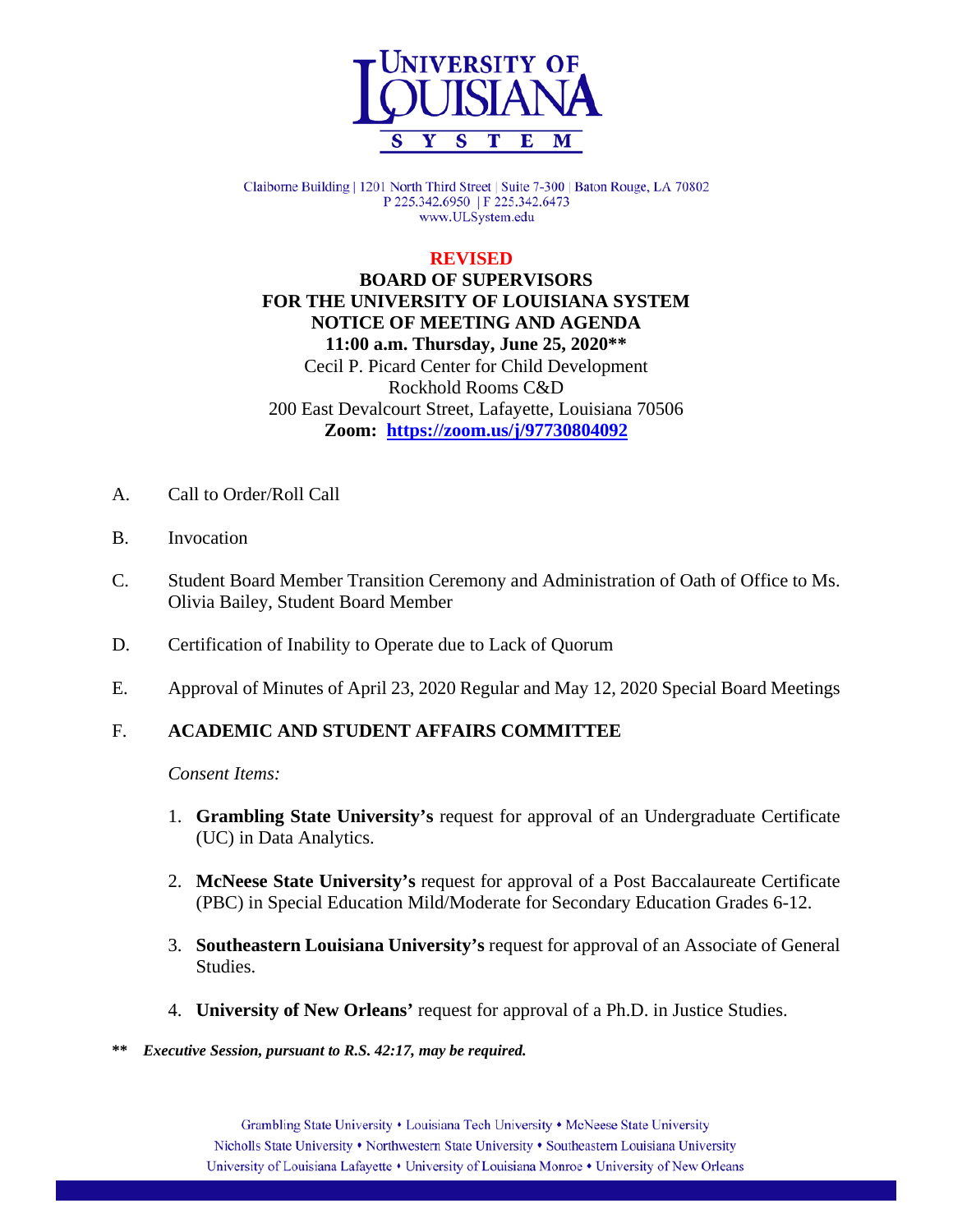UNIVERSITY OF LOUISIANA SYSTEM

Claiborne Building | 1201 North Third Street | Suite 7-300 | Baton Rouge, LA 70802
P 225.342.6950 | F 225.342.6473
www.ULSystem.edu

**REVISED**

**BOARD OF SUPERVISORS**
**FOR THE UNIVERSITY OF LOUISIANA SYSTEM**
**NOTICE OF MEETING AND AGENDA**
**11:00 a.m. Thursday, June 25, 2020****

Cecil P. Picard Center for Child Development
Rockhold Rooms C&D
200 East Devalcourt Street, Lafayette, Louisiana 70506
**Zoom: https://zoom.us/j/97730804092**

A. Call to Order/Roll Call

B. Invocation

C. Student Board Member Transition Ceremony and Administration of Oath of Office to Ms. Olivia Bailey, Student Board Member

D. Certification of Inability to Operate due to Lack of Quorum

E. Approval of Minutes of April 23, 2020 Regular and May 12, 2020 Special Board Meetings

F. **ACADEMIC AND STUDENT AFFAIRS COMMITTEE**

*Consent Items:*

1. **Grambling State University's** request for approval of an Undergraduate Certificate (UC) in Data Analytics.

2. **McNeese State University's** request for approval of a Post Baccalaureate Certificate (PBC) in Special Education Mild/Moderate for Secondary Education Grades 6-12.

3. **Southeastern Louisiana University's** request for approval of an Associate of General Studies.

4. **University of New Orleans'** request for approval of a Ph.D. in Justice Studies.

** ***Executive Session, pursuant to R.S. 42:17, may be required.***

Grambling State University • Louisiana Tech University • McNeese State University
Nicholls State University • Northwestern State University • Southeastern Louisiana University
University of Louisiana Lafayette • University of Louisiana Monroe • University of New Orleans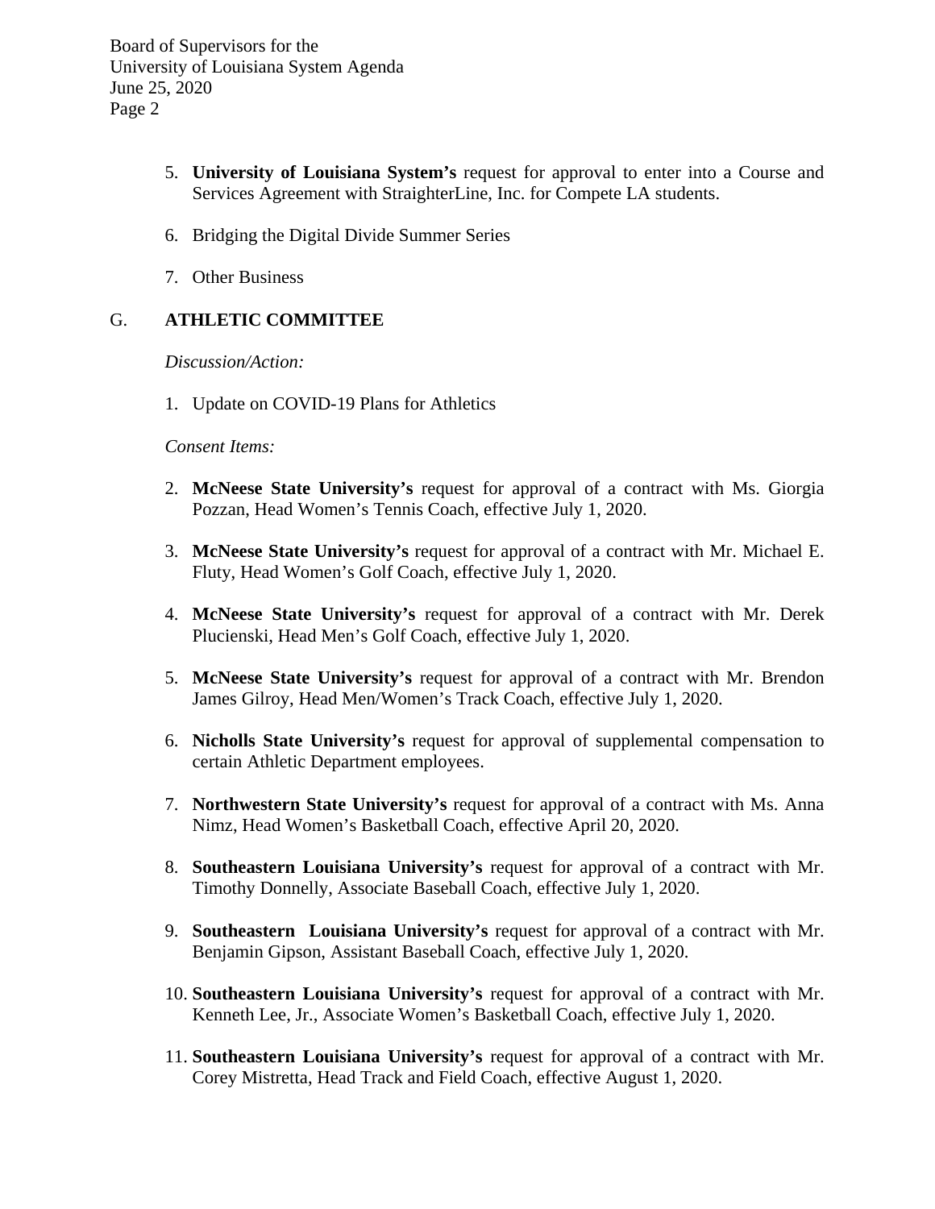5. **University of Louisiana System's** request for approval to enter into a Course and Services Agreement with StraighterLine, Inc. for Compete LA students.

6. Bridging the Digital Divide Summer Series

7. Other Business

## G. ATHLETIC COMMITTEE

*Discussion/Action:*

1. Update on COVID-19 Plans for Athletics

*Consent Items:*

2. **McNeese State University's** request for approval of a contract with Ms. Giorgia Pozzan, Head Women's Tennis Coach, effective July 1, 2020.

3. **McNeese State University's** request for approval of a contract with Mr. Michael E. Fluty, Head Women's Golf Coach, effective July 1, 2020.

4. **McNeese State University's** request for approval of a contract with Mr. Derek Plucienski, Head Men's Golf Coach, effective July 1, 2020.

5. **McNeese State University's** request for approval of a contract with Mr. Brendon James Gilroy, Head Men/Women's Track Coach, effective July 1, 2020.

6. **Nicholls State University's** request for approval of supplemental compensation to certain Athletic Department employees.

7. **Northwestern State University's** request for approval of a contract with Ms. Anna Nimz, Head Women's Basketball Coach, effective April 20, 2020.

8. **Southeastern Louisiana University's** request for approval of a contract with Mr. Timothy Donnelly, Associate Baseball Coach, effective July 1, 2020.

9. **Southeastern Louisiana University's** request for approval of a contract with Mr. Benjamin Gipson, Assistant Baseball Coach, effective July 1, 2020.

10. **Southeastern Louisiana University's** request for approval of a contract with Mr. Kenneth Lee, Jr., Associate Women's Basketball Coach, effective July 1, 2020.

11. **Southeastern Louisiana University's** request for approval of a contract with Mr. Corey Mistretta, Head Track and Field Coach, effective August 1, 2020.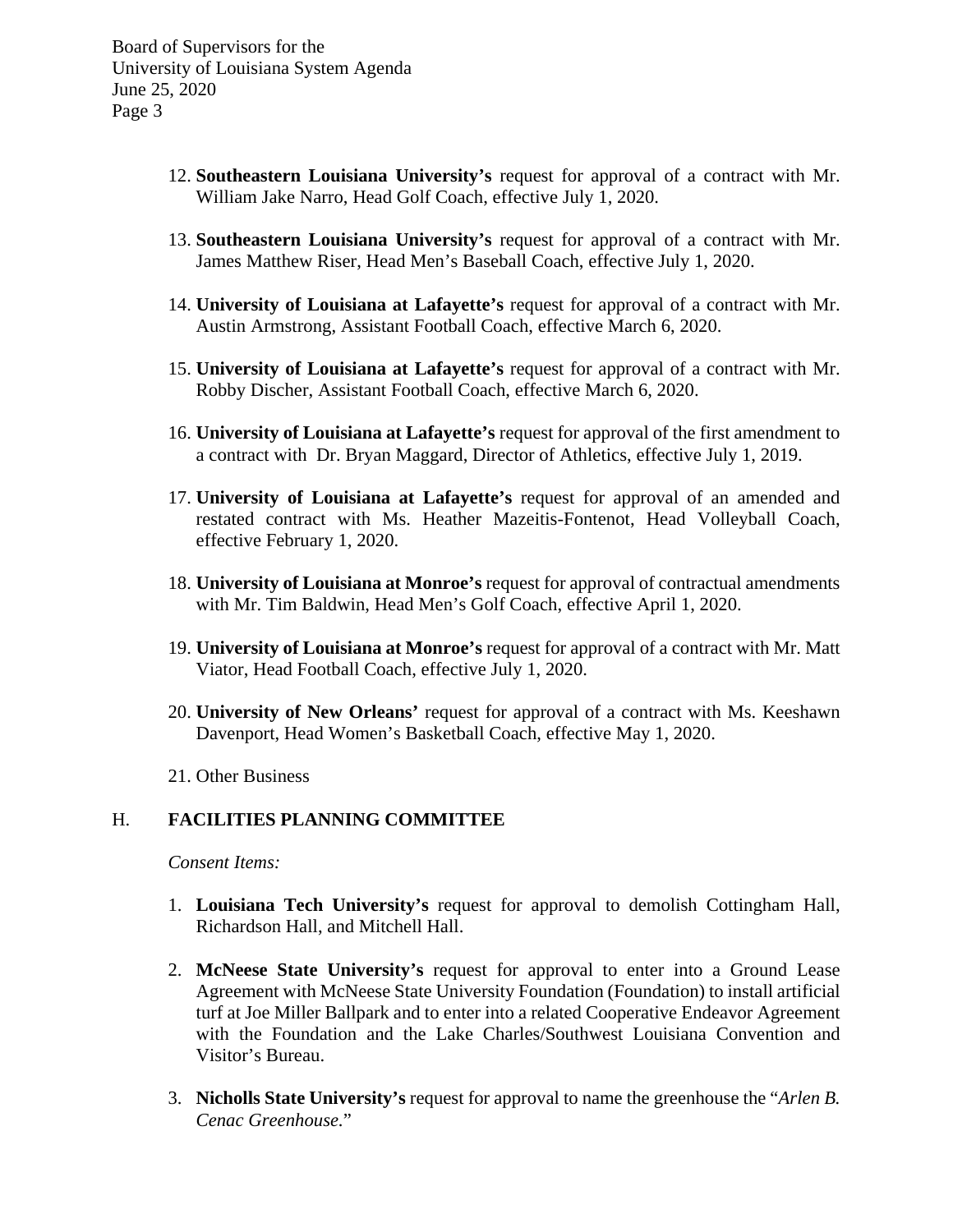12. **Southeastern Louisiana University's** request for approval of a contract with Mr. William Jake Narro, Head Golf Coach, effective July 1, 2020.

13. **Southeastern Louisiana University's** request for approval of a contract with Mr. James Matthew Riser, Head Men's Baseball Coach, effective July 1, 2020.

14. **University of Louisiana at Lafayette's** request for approval of a contract with Mr. Austin Armstrong, Assistant Football Coach, effective March 6, 2020.

15. **University of Louisiana at Lafayette's** request for approval of a contract with Mr. Robby Discher, Assistant Football Coach, effective March 6, 2020.

16. **University of Louisiana at Lafayette's** request for approval of the first amendment to a contract with Dr. Bryan Maggard, Director of Athletics, effective July 1, 2019.

17. **University of Louisiana at Lafayette's** request for approval of an amended and restated contract with Ms. Heather Mazeitis-Fontenot, Head Volleyball Coach, effective February 1, 2020.

18. **University of Louisiana at Monroe's** request for approval of contractual amendments with Mr. Tim Baldwin, Head Men's Golf Coach, effective April 1, 2020.

19. **University of Louisiana at Monroe's** request for approval of a contract with Mr. Matt Viator, Head Football Coach, effective July 1, 2020.

20. **University of New Orleans'** request for approval of a contract with Ms. Keeshawn Davenport, Head Women's Basketball Coach, effective May 1, 2020.

21. Other Business

## H. FACILITIES PLANNING COMMITTEE

*Consent Items:*

1. **Louisiana Tech University's** request for approval to demolish Cottingham Hall, Richardson Hall, and Mitchell Hall.

2. **McNeese State University's** request for approval to enter into a Ground Lease Agreement with McNeese State University Foundation (Foundation) to install artificial turf at Joe Miller Ballpark and to enter into a related Cooperative Endeavor Agreement with the Foundation and the Lake Charles/Southwest Louisiana Convention and Visitor's Bureau.

3. **Nicholls State University's** request for approval to name the greenhouse the "*Arlen B. Cenac Greenhouse.*"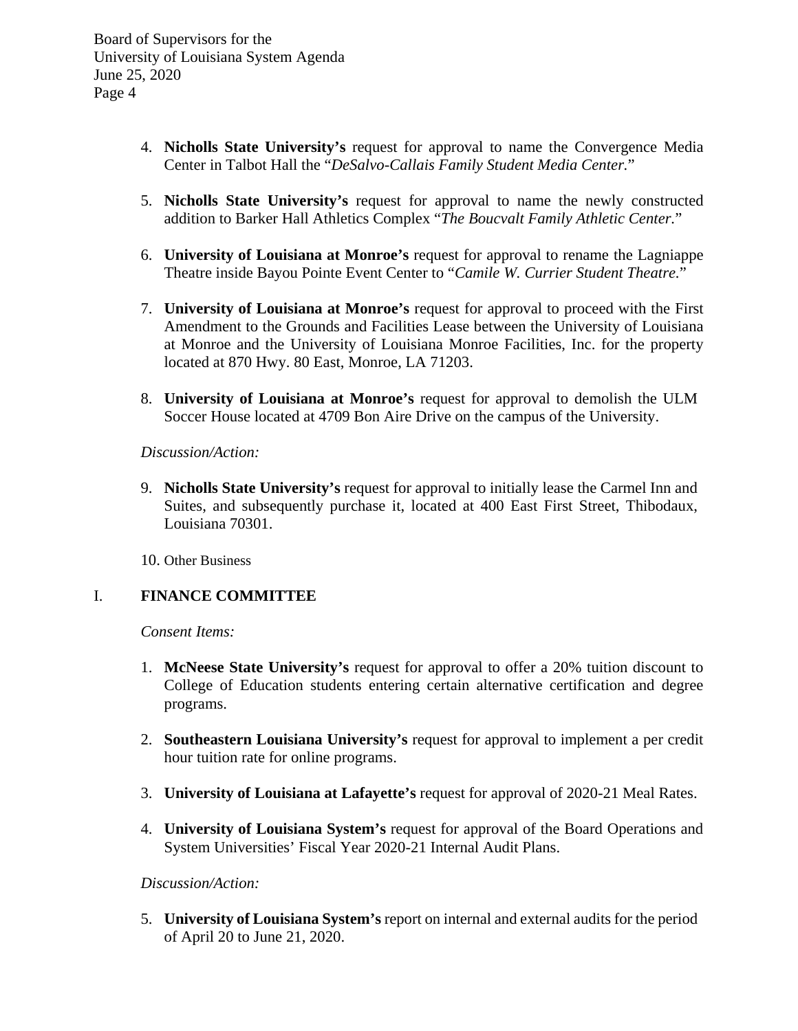4. **Nicholls State University's** request for approval to name the Convergence Media Center in Talbot Hall the "*DeSalvo-Callais Family Student Media Center.*"

5. **Nicholls State University's** request for approval to name the newly constructed addition to Barker Hall Athletics Complex "*The Boucvalt Family Athletic Center.*"

6. **University of Louisiana at Monroe's** request for approval to rename the Lagniappe Theatre inside Bayou Pointe Event Center to "*Camile W. Currier Student Theatre.*"

7. **University of Louisiana at Monroe's** request for approval to proceed with the First Amendment to the Grounds and Facilities Lease between the University of Louisiana at Monroe and the University of Louisiana Monroe Facilities, Inc. for the property located at 870 Hwy. 80 East, Monroe, LA 71203.

8. **University of Louisiana at Monroe's** request for approval to demolish the ULM Soccer House located at 4709 Bon Aire Drive on the campus of the University.

*Discussion/Action:*

9. **Nicholls State University's** request for approval to initially lease the Carmel Inn and Suites, and subsequently purchase it, located at 400 East First Street, Thibodaux, Louisiana 70301.

10. Other Business

## I. FINANCE COMMITTEE

*Consent Items:*

1. **McNeese State University's** request for approval to offer a 20% tuition discount to College of Education students entering certain alternative certification and degree programs.

2. **Southeastern Louisiana University's** request for approval to implement a per credit hour tuition rate for online programs.

3. **University of Louisiana at Lafayette's** request for approval of 2020-21 Meal Rates.

4. **University of Louisiana System's** request for approval of the Board Operations and System Universities' Fiscal Year 2020-21 Internal Audit Plans.

*Discussion/Action:*

5. **University of Louisiana System's** report on internal and external audits for the period of April 20 to June 21, 2020.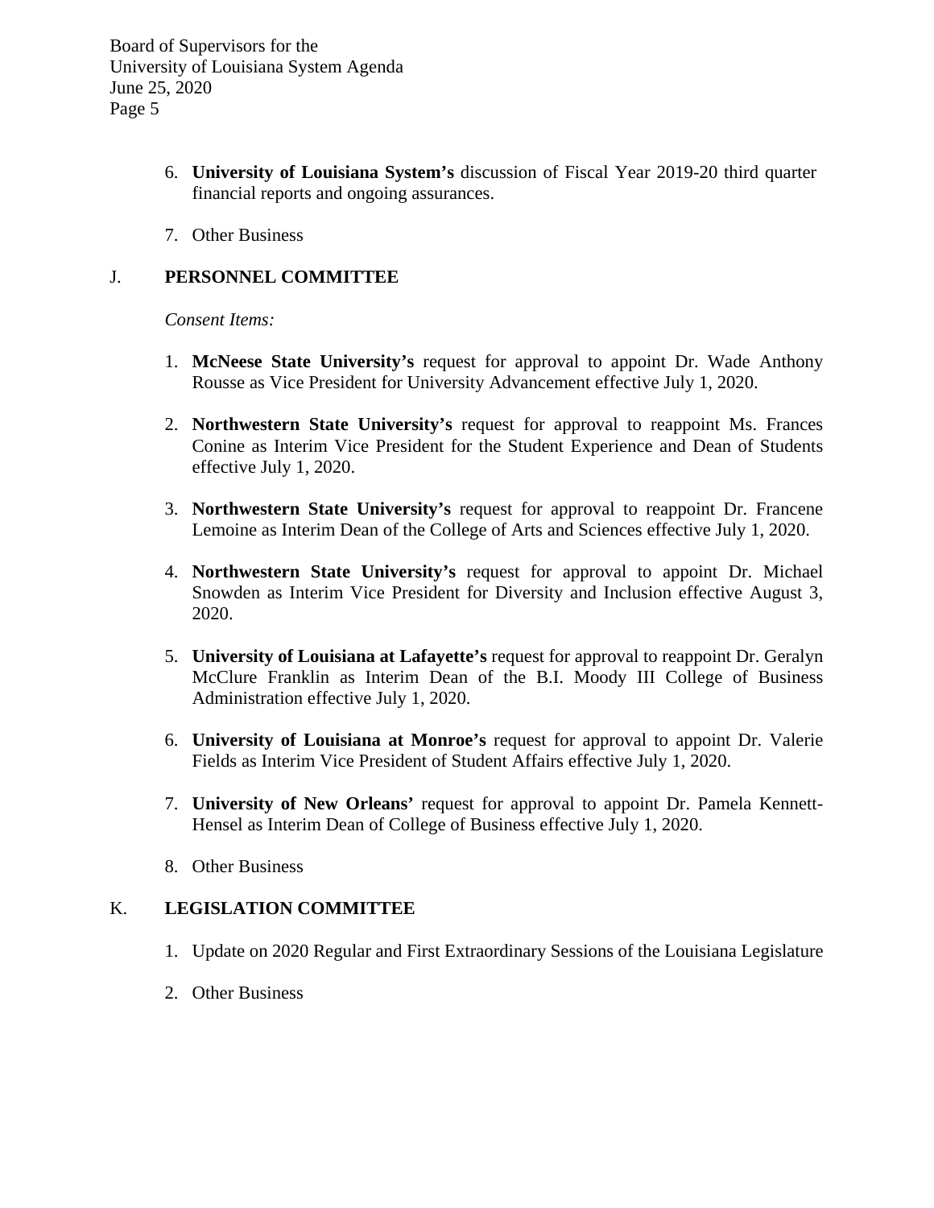6. **University of Louisiana System's** discussion of Fiscal Year 2019-20 third quarter financial reports and ongoing assurances.

7. Other Business

J. **PERSONNEL COMMITTEE**

*Consent Items:*

1. **McNeese State University's** request for approval to appoint Dr. Wade Anthony Rousse as Vice President for University Advancement effective July 1, 2020.

2. **Northwestern State University's** request for approval to reappoint Ms. Frances Conine as Interim Vice President for the Student Experience and Dean of Students effective July 1, 2020.

3. **Northwestern State University's** request for approval to reappoint Dr. Francene Lemoine as Interim Dean of the College of Arts and Sciences effective July 1, 2020.

4. **Northwestern State University's** request for approval to appoint Dr. Michael Snowden as Interim Vice President for Diversity and Inclusion effective August 3, 2020.

5. **University of Louisiana at Lafayette's** request for approval to reappoint Dr. Geralyn McClure Franklin as Interim Dean of the B.I. Moody III College of Business Administration effective July 1, 2020.

6. **University of Louisiana at Monroe's** request for approval to appoint Dr. Valerie Fields as Interim Vice President of Student Affairs effective July 1, 2020.

7. **University of New Orleans'** request for approval to appoint Dr. Pamela Kennett-Hensel as Interim Dean of College of Business effective July 1, 2020.

8. Other Business

K. **LEGISLATION COMMITTEE**

1. Update on 2020 Regular and First Extraordinary Sessions of the Louisiana Legislature

2. Other Business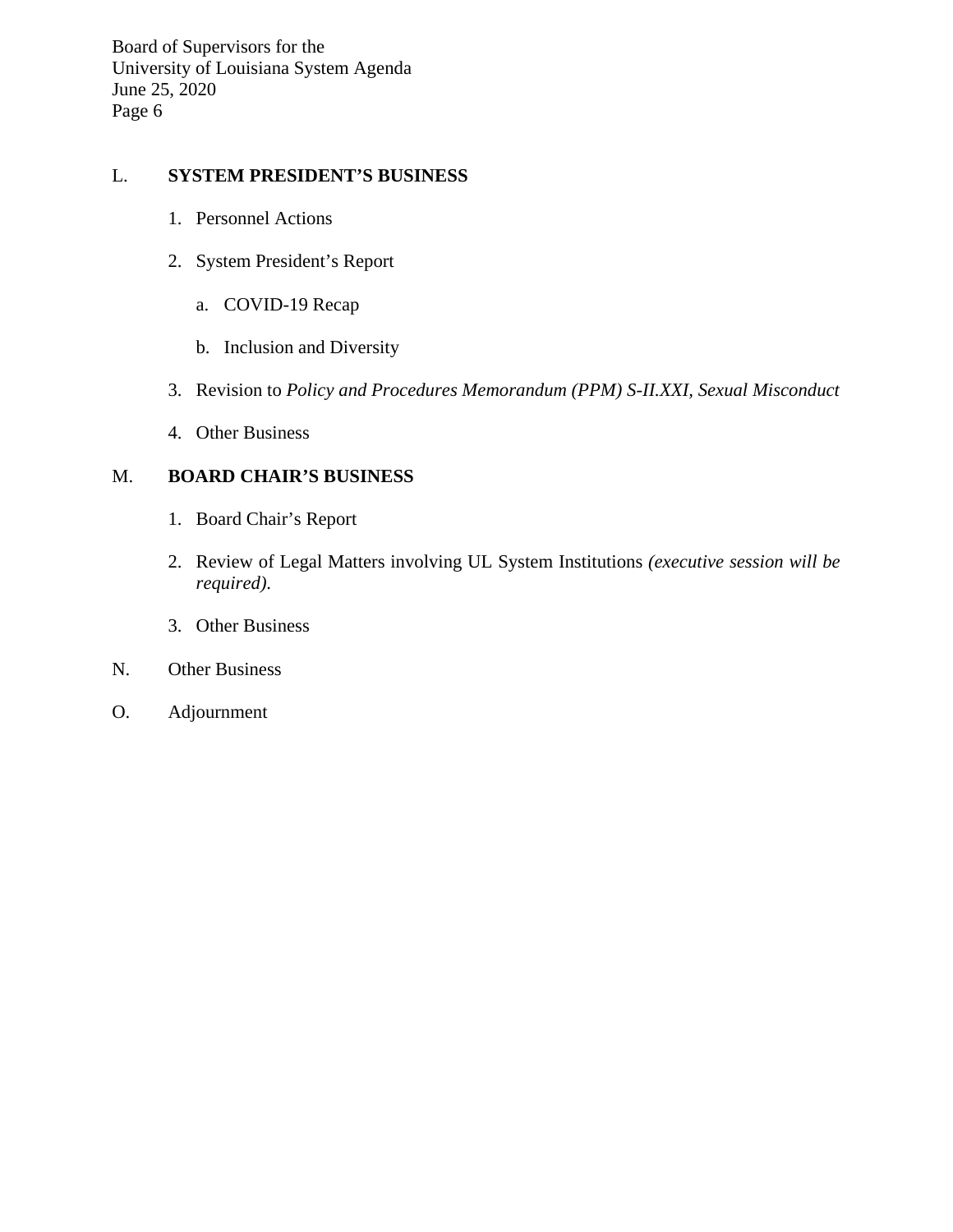L. **SYSTEM PRESIDENT'S BUSINESS**

1. Personnel Actions

2. System President's Report

   a. COVID-19 Recap

   b. Inclusion and Diversity

3. Revision to *Policy and Procedures Memorandum (PPM) S-II.XXI, Sexual Misconduct*

4. Other Business

M. **BOARD CHAIR'S BUSINESS**

1. Board Chair's Report

2. Review of Legal Matters involving UL System Institutions *(executive session will be required).*

3. Other Business

N. Other Business

O. Adjournment